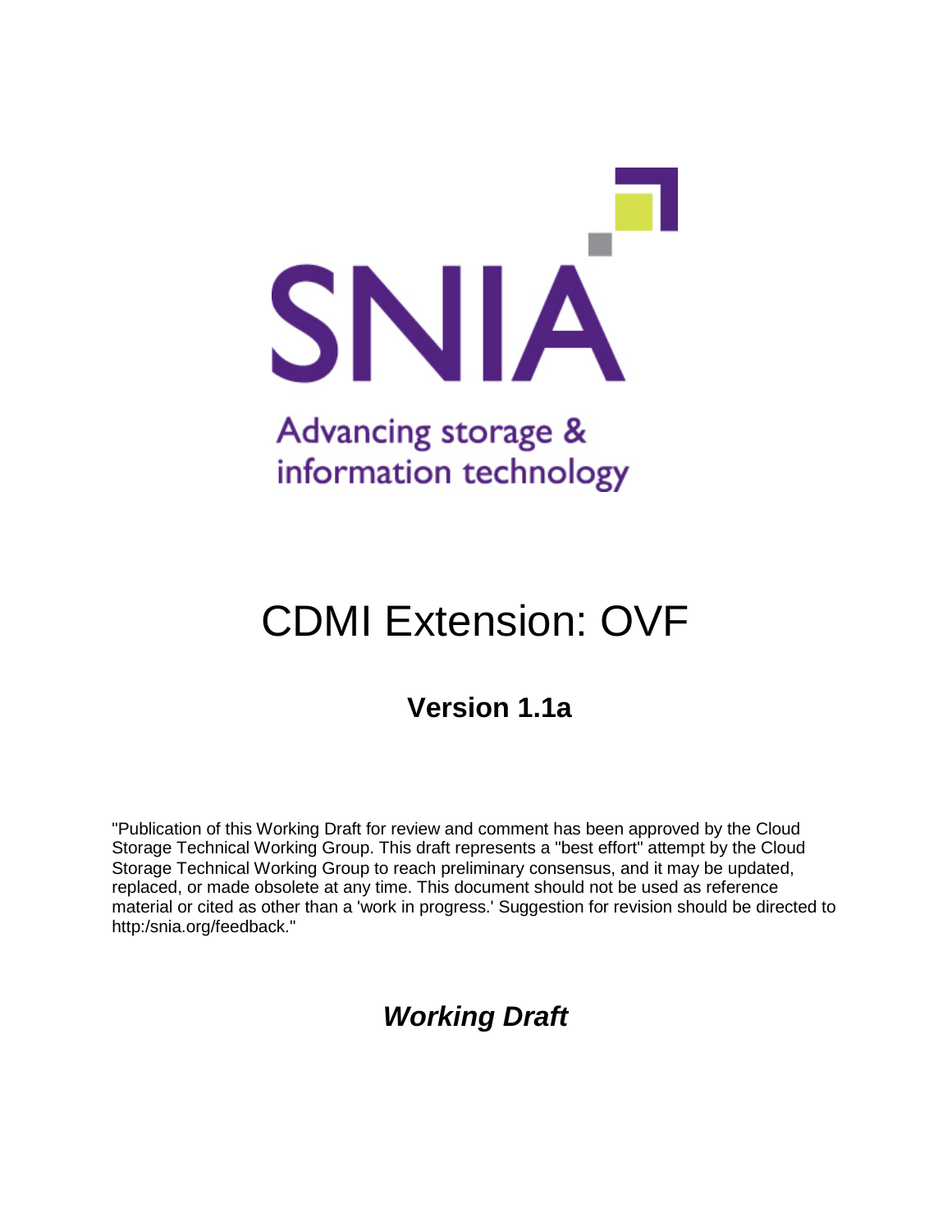SNIA

Advancing storage & information technology

# CDMI Extension: OVF

## Version 1.1a

"Publication of this Working Draft for review and comment has been approved by the Cloud Storage Technical Working Group. This draft represents a "best effort" attempt by the Cloud Storage Technical Working Group to reach preliminary consensus, and it may be updated, replaced, or made obsolete at any time. This document should not be used as reference material or cited as other than a 'work in progress.' Suggestion for revision should be directed to http:/snia.org/feedback."

***Working Draft***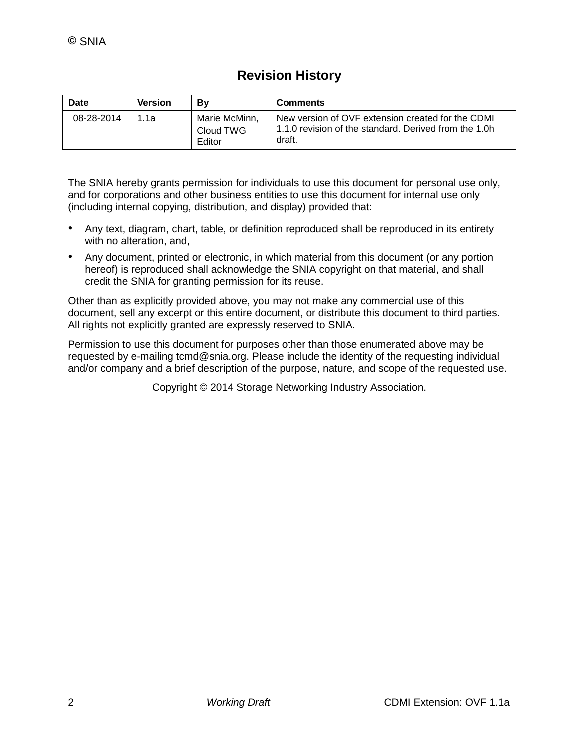## Revision History

| Date | Version | By | Comments |
|---|---|---|---|
| 08-28-2014 | 1.1a | Marie McMinn, Cloud TWG Editor | New version of OVF extension created for the CDMI 1.1.0 revision of the standard. Derived from the 1.0h draft. |

The SNIA hereby grants permission for individuals to use this document for personal use only, and for corporations and other business entities to use this document for internal use only (including internal copying, distribution, and display) provided that:

- Any text, diagram, chart, table, or definition reproduced shall be reproduced in its entirety with no alteration, and,
- Any document, printed or electronic, in which material from this document (or any portion hereof) is reproduced shall acknowledge the SNIA copyright on that material, and shall credit the SNIA for granting permission for its reuse.

Other than as explicitly provided above, you may not make any commercial use of this document, sell any excerpt or this entire document, or distribute this document to third parties. All rights not explicitly granted are expressly reserved to SNIA.

Permission to use this document for purposes other than those enumerated above may be requested by e-mailing tcmd@snia.org. Please include the identity of the requesting individual and/or company and a brief description of the purpose, nature, and scope of the requested use.

Copyright © 2014 Storage Networking Industry Association.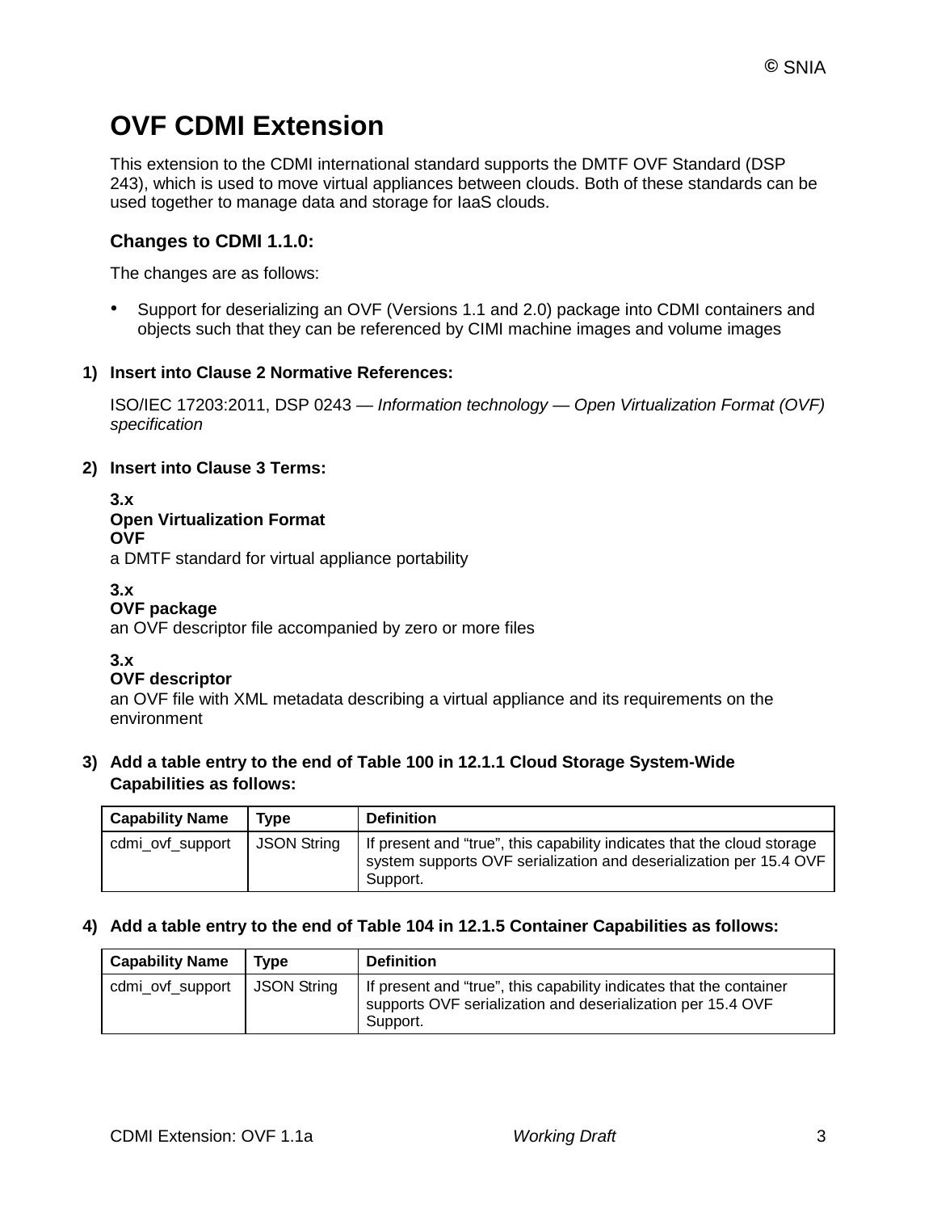# OVF CDMI Extension

This extension to the CDMI international standard supports the DMTF OVF Standard (DSP 243), which is used to move virtual appliances between clouds. Both of these standards can be used together to manage data and storage for IaaS clouds.

## Changes to CDMI 1.1.0:

The changes are as follows:

- Support for deserializing an OVF (Versions 1.1 and 2.0) package into CDMI containers and objects such that they can be referenced by CIMI machine images and volume images

**1) Insert into Clause 2 Normative References:**

ISO/IEC 17203:2011, DSP 0243 — *Information technology — Open Virtualization Format (OVF) specification*

**2) Insert into Clause 3 Terms:**

**3.x**
**Open Virtualization Format**
**OVF**
a DMTF standard for virtual appliance portability

**3.x**
**OVF package**
an OVF descriptor file accompanied by zero or more files

**3.x**
**OVF descriptor**
an OVF file with XML metadata describing a virtual appliance and its requirements on the environment

**3) Add a table entry to the end of Table 100 in 12.1.1 Cloud Storage System-Wide Capabilities as follows:**

| Capability Name | Type | Definition |
|---|---|---|
| cdmi_ovf_support | JSON String | If present and “true”, this capability indicates that the cloud storage system supports OVF serialization and deserialization per 15.4 OVF Support. |

**4) Add a table entry to the end of Table 104 in 12.1.5 Container Capabilities as follows:**

| Capability Name | Type | Definition |
|---|---|---|
| cdmi_ovf_support | JSON String | If present and “true”, this capability indicates that the container supports OVF serialization and deserialization per 15.4 OVF Support. |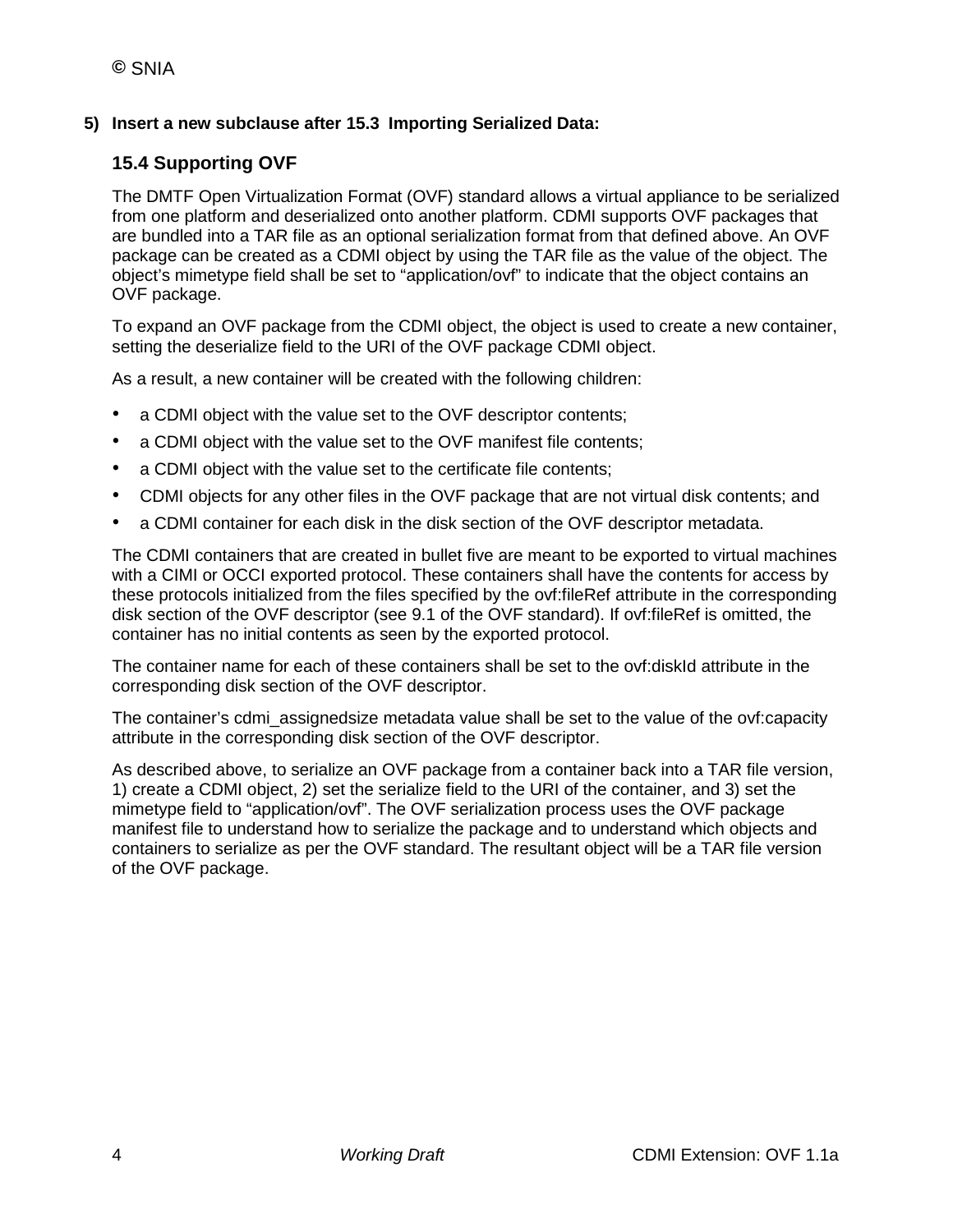**5) Insert a new subclause after 15.3 Importing Serialized Data:**

## 15.4 Supporting OVF

The DMTF Open Virtualization Format (OVF) standard allows a virtual appliance to be serialized from one platform and deserialized onto another platform. CDMI supports OVF packages that are bundled into a TAR file as an optional serialization format from that defined above. An OVF package can be created as a CDMI object by using the TAR file as the value of the object. The object's mimetype field shall be set to "application/ovf" to indicate that the object contains an OVF package.

To expand an OVF package from the CDMI object, the object is used to create a new container, setting the deserialize field to the URI of the OVF package CDMI object.

As a result, a new container will be created with the following children:

- a CDMI object with the value set to the OVF descriptor contents;
- a CDMI object with the value set to the OVF manifest file contents;
- a CDMI object with the value set to the certificate file contents;
- CDMI objects for any other files in the OVF package that are not virtual disk contents; and
- a CDMI container for each disk in the disk section of the OVF descriptor metadata.

The CDMI containers that are created in bullet five are meant to be exported to virtual machines with a CIMI or OCCI exported protocol. These containers shall have the contents for access by these protocols initialized from the files specified by the ovf:fileRef attribute in the corresponding disk section of the OVF descriptor (see 9.1 of the OVF standard). If ovf:fileRef is omitted, the container has no initial contents as seen by the exported protocol.

The container name for each of these containers shall be set to the ovf:diskId attribute in the corresponding disk section of the OVF descriptor.

The container's cdmi_assignedsize metadata value shall be set to the value of the ovf:capacity attribute in the corresponding disk section of the OVF descriptor.

As described above, to serialize an OVF package from a container back into a TAR file version, 1) create a CDMI object, 2) set the serialize field to the URI of the container, and 3) set the mimetype field to "application/ovf". The OVF serialization process uses the OVF package manifest file to understand how to serialize the package and to understand which objects and containers to serialize as per the OVF standard. The resultant object will be a TAR file version of the OVF package.